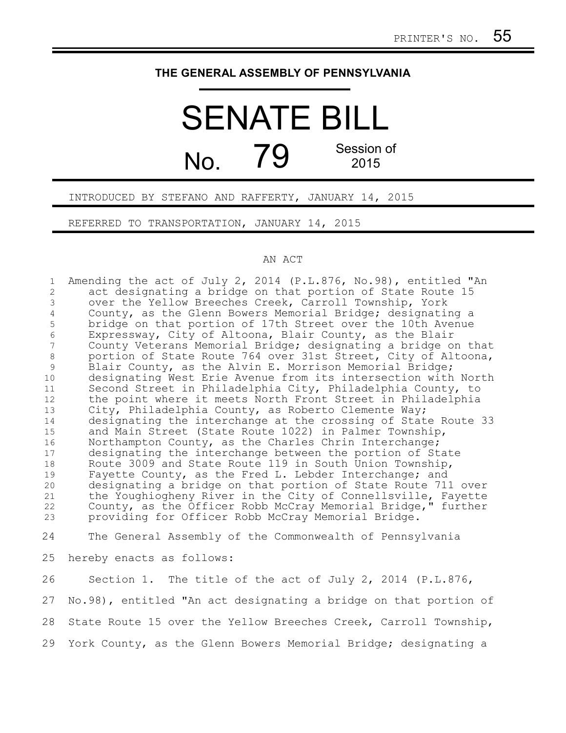PRINTER'S NO. 55

**THE GENERAL ASSEMBLY OF PENNSYLVANIA**

# SENATE BILL

# No. 79

Session of 2015

INTRODUCED BY STEFANO AND RAFFERTY, JANUARY 14, 2015

REFERRED TO TRANSPORTATION, JANUARY 14, 2015

AN ACT

Amending the act of July 2, 2014 (P.L.876, No.98), entitled "An act designating a bridge on that portion of State Route 15 over the Yellow Breeches Creek, Carroll Township, York County, as the Glenn Bowers Memorial Bridge; designating a bridge on that portion of 17th Street over the 10th Avenue Expressway, City of Altoona, Blair County, as the Blair County Veterans Memorial Bridge; designating a bridge on that portion of State Route 764 over 31st Street, City of Altoona, Blair County, as the Alvin E. Morrison Memorial Bridge; designating West Erie Avenue from its intersection with North Second Street in Philadelphia City, Philadelphia County, to the point where it meets North Front Street in Philadelphia City, Philadelphia County, as Roberto Clemente Way; designating the interchange at the crossing of State Route 33 and Main Street (State Route 1022) in Palmer Township, Northampton County, as the Charles Chrin Interchange; designating the interchange between the portion of State Route 3009 and State Route 119 in South Union Township, Fayette County, as the Fred L. Lebder Interchange; and designating a bridge on that portion of State Route 711 over the Youghiogheny River in the City of Connellsville, Fayette County, as the Officer Robb McCray Memorial Bridge," further providing for Officer Robb McCray Memorial Bridge.

The General Assembly of the Commonwealth of Pennsylvania hereby enacts as follows:

Section 1. The title of the act of July 2, 2014 (P.L.876, No.98), entitled "An act designating a bridge on that portion of State Route 15 over the Yellow Breeches Creek, Carroll Township, York County, as the Glenn Bowers Memorial Bridge; designating a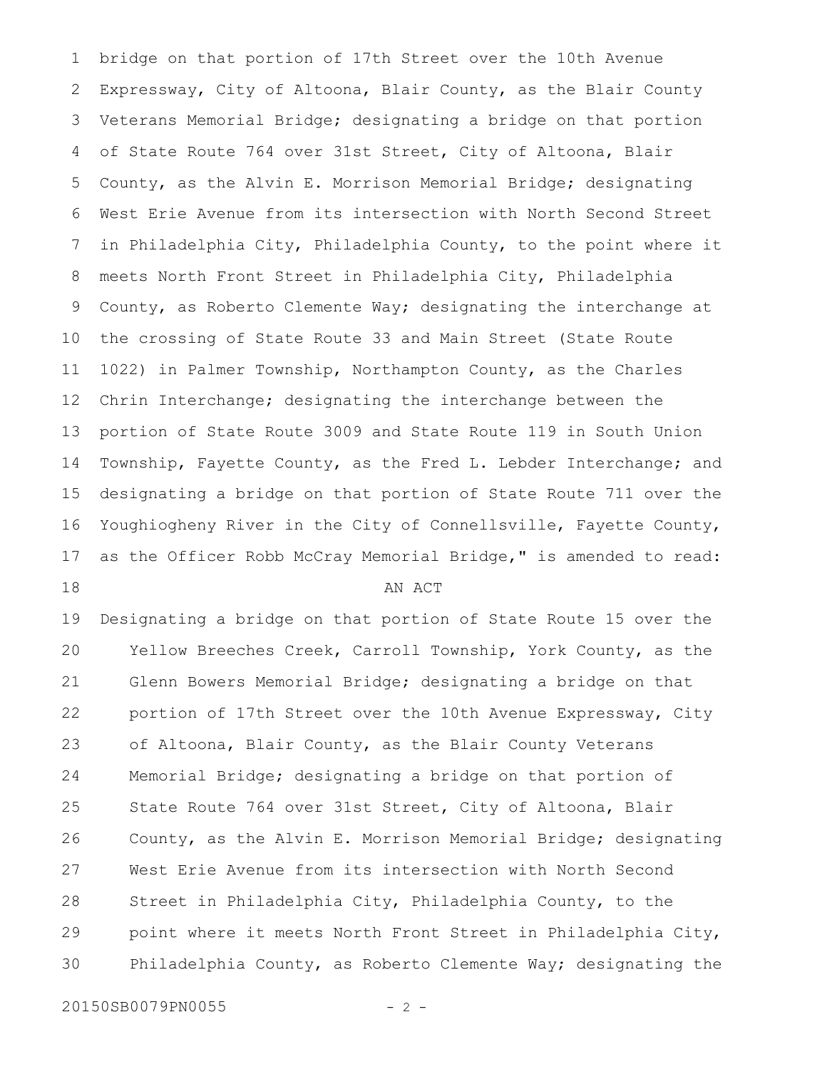bridge on that portion of 17th Street over the 10th Avenue Expressway, City of Altoona, Blair County, as the Blair County Veterans Memorial Bridge; designating a bridge on that portion of State Route 764 over 31st Street, City of Altoona, Blair County, as the Alvin E. Morrison Memorial Bridge; designating West Erie Avenue from its intersection with North Second Street in Philadelphia City, Philadelphia County, to the point where it meets North Front Street in Philadelphia City, Philadelphia County, as Roberto Clemente Way; designating the interchange at the crossing of State Route 33 and Main Street (State Route 1022) in Palmer Township, Northampton County, as the Charles Chrin Interchange; designating the interchange between the portion of State Route 3009 and State Route 119 in South Union Township, Fayette County, as the Fred L. Lebder Interchange; and designating a bridge on that portion of State Route 711 over the Youghiogheny River in the City of Connellsville, Fayette County, as the Officer Robb McCray Memorial Bridge," is amended to read:

AN ACT

Designating a bridge on that portion of State Route 15 over the Yellow Breeches Creek, Carroll Township, York County, as the Glenn Bowers Memorial Bridge; designating a bridge on that portion of 17th Street over the 10th Avenue Expressway, City of Altoona, Blair County, as the Blair County Veterans Memorial Bridge; designating a bridge on that portion of State Route 764 over 31st Street, City of Altoona, Blair County, as the Alvin E. Morrison Memorial Bridge; designating West Erie Avenue from its intersection with North Second Street in Philadelphia City, Philadelphia County, to the point where it meets North Front Street in Philadelphia City, Philadelphia County, as Roberto Clemente Way; designating the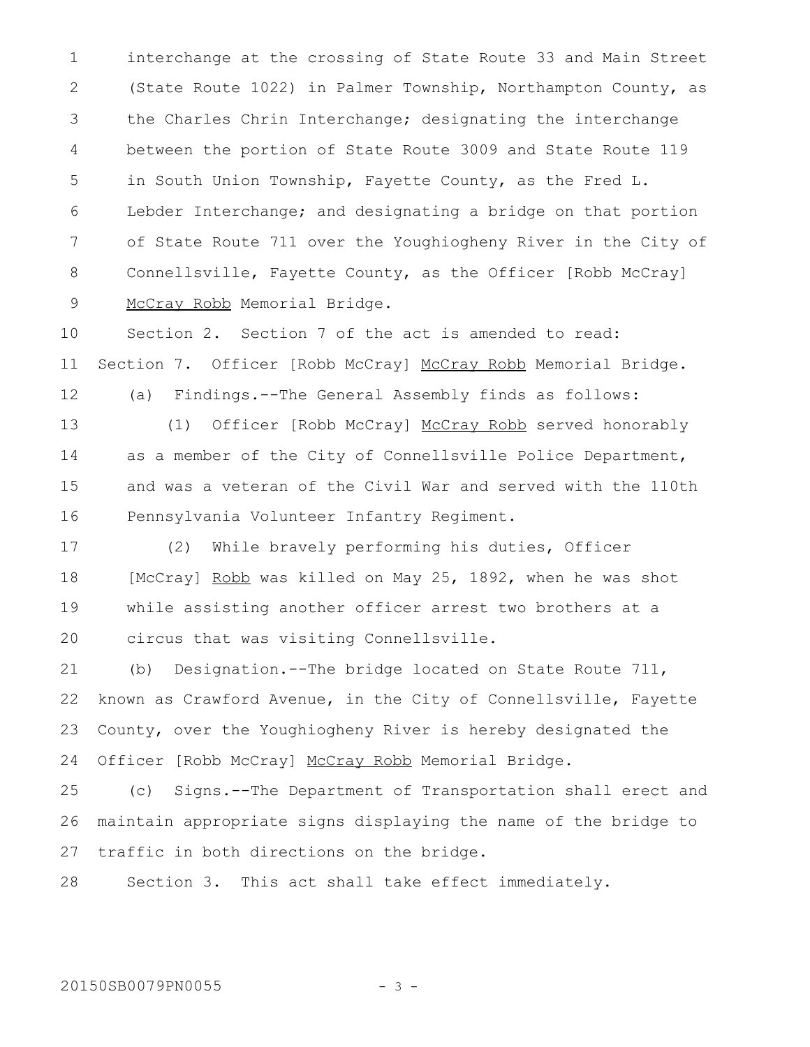interchange at the crossing of State Route 33 and Main Street (State Route 1022) in Palmer Township, Northampton County, as the Charles Chrin Interchange; designating the interchange between the portion of State Route 3009 and State Route 119 in South Union Township, Fayette County, as the Fred L. Lebder Interchange; and designating a bridge on that portion of State Route 711 over the Youghiogheny River in the City of Connellsville, Fayette County, as the Officer [Robb McCray] McCray Robb Memorial Bridge.

Section 2. Section 7 of the act is amended to read:

Section 7. Officer [Robb McCray] McCray Robb Memorial Bridge.

(a) Findings.--The General Assembly finds as follows:

(1) Officer [Robb McCray] McCray Robb served honorably as a member of the City of Connellsville Police Department, and was a veteran of the Civil War and served with the 110th Pennsylvania Volunteer Infantry Regiment.

(2) While bravely performing his duties, Officer [McCray] Robb was killed on May 25, 1892, when he was shot while assisting another officer arrest two brothers at a circus that was visiting Connellsville.

(b) Designation.--The bridge located on State Route 711, known as Crawford Avenue, in the City of Connellsville, Fayette County, over the Youghiogheny River is hereby designated the Officer [Robb McCray] McCray Robb Memorial Bridge.

(c) Signs.--The Department of Transportation shall erect and maintain appropriate signs displaying the name of the bridge to traffic in both directions on the bridge.

Section 3. This act shall take effect immediately.